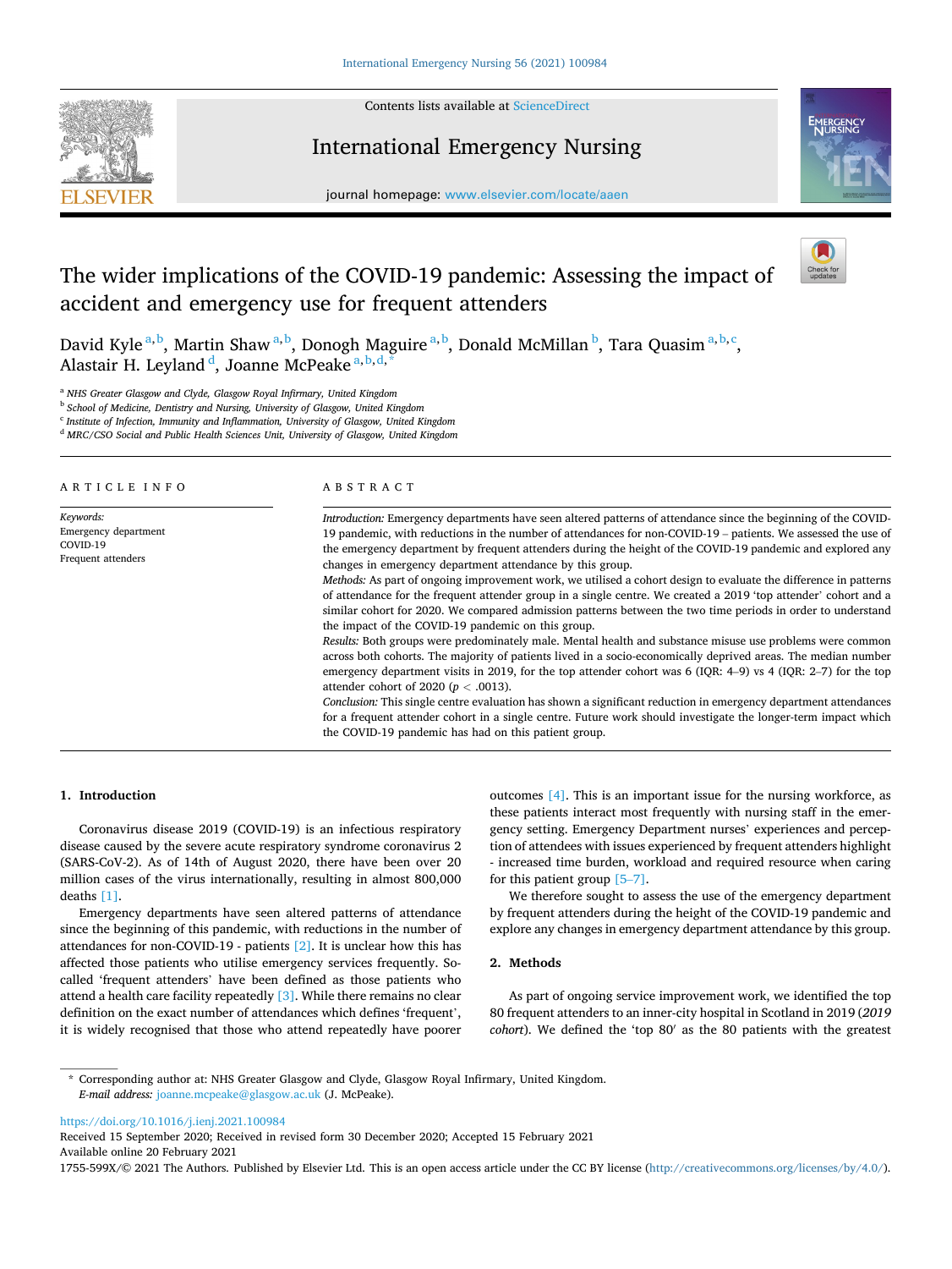# The wider implications of the COVID-19 pandemic: Assessing the impact of accident and emergency use for frequent attenders

David Kyle[a,b], Martin Shaw[a,b], Donogh Maguire[a,b], Donald McMillan[b], Tara Quasim[a,b,c], Alastair H. Leyland[d], Joanne McPeake[a,b,d,*]

[a] NHS Greater Glasgow and Clyde, Glasgow Royal Infirmary, United Kingdom
[b] School of Medicine, Dentistry and Nursing, University of Glasgow, United Kingdom
[c] Institute of Infection, Immunity and Inflammation, University of Glasgow, United Kingdom
[d] MRC/CSO Social and Public Health Sciences Unit, University of Glasgow, United Kingdom

## ARTICLE INFO

*Keywords:*
Emergency department
COVID-19
Frequent attenders

## ABSTRACT

*Introduction:* Emergency departments have seen altered patterns of attendance since the beginning of the COVID-19 pandemic, with reductions in the number of attendances for non-COVID-19 – patients. We assessed the use of the emergency department by frequent attenders during the height of the COVID-19 pandemic and explored any changes in emergency department attendance by this group.

*Methods:* As part of ongoing improvement work, we utilised a cohort design to evaluate the difference in patterns of attendance for the frequent attender group in a single centre. We created a 2019 'top attender' cohort and a similar cohort for 2020. We compared admission patterns between the two time periods in order to understand the impact of the COVID-19 pandemic on this group.

*Results:* Both groups were predominately male. Mental health and substance misuse use problems were common across both cohorts. The majority of patients lived in a socio-economically deprived areas. The median number emergency department visits in 2019, for the top attender cohort was 6 (IQR: 4–9) vs 4 (IQR: 2–7) for the top attender cohort of 2020 ($p < .0013$).

*Conclusion:* This single centre evaluation has shown a significant reduction in emergency department attendances for a frequent attender cohort in a single centre. Future work should investigate the longer-term impact which the COVID-19 pandemic has had on this patient group.

## 1. Introduction

Coronavirus disease 2019 (COVID-19) is an infectious respiratory disease caused by the severe acute respiratory syndrome coronavirus 2 (SARS-CoV-2). As of 14th of August 2020, there have been over 20 million cases of the virus internationally, resulting in almost 800,000 deaths [1].

Emergency departments have seen altered patterns of attendance since the beginning of this pandemic, with reductions in the number of attendances for non-COVID-19 - patients [2]. It is unclear how this has affected those patients who utilise emergency services frequently. So-called 'frequent attenders' have been defined as those patients who attend a health care facility repeatedly [3]. While there remains no clear definition on the exact number of attendances which defines 'frequent', it is widely recognised that those who attend repeatedly have poorer outcomes [4]. This is an important issue for the nursing workforce, as these patients interact most frequently with nursing staff in the emergency setting. Emergency Department nurses' experiences and perception of attendees with issues experienced by frequent attenders highlight - increased time burden, workload and required resource when caring for this patient group [5–7].

We therefore sought to assess the use of the emergency department by frequent attenders during the height of the COVID-19 pandemic and explore any changes in emergency department attendance by this group.

## 2. Methods

As part of ongoing service improvement work, we identified the top 80 frequent attenders to an inner-city hospital in Scotland in 2019 (*2019 cohort*). We defined the 'top 80′ as the 80 patients with the greatest

\* Corresponding author at: NHS Greater Glasgow and Clyde, Glasgow Royal Infirmary, United Kingdom.
*E-mail address:* joanne.mcpeake@glasgow.ac.uk (J. McPeake).

https://doi.org/10.1016/j.ienj.2021.100984
Received 15 September 2020; Received in revised form 30 December 2020; Accepted 15 February 2021
Available online 20 February 2021
1755-599X/© 2021 The Authors. Published by Elsevier Ltd. This is an open access article under the CC BY license (http://creativecommons.org/licenses/by/4.0/).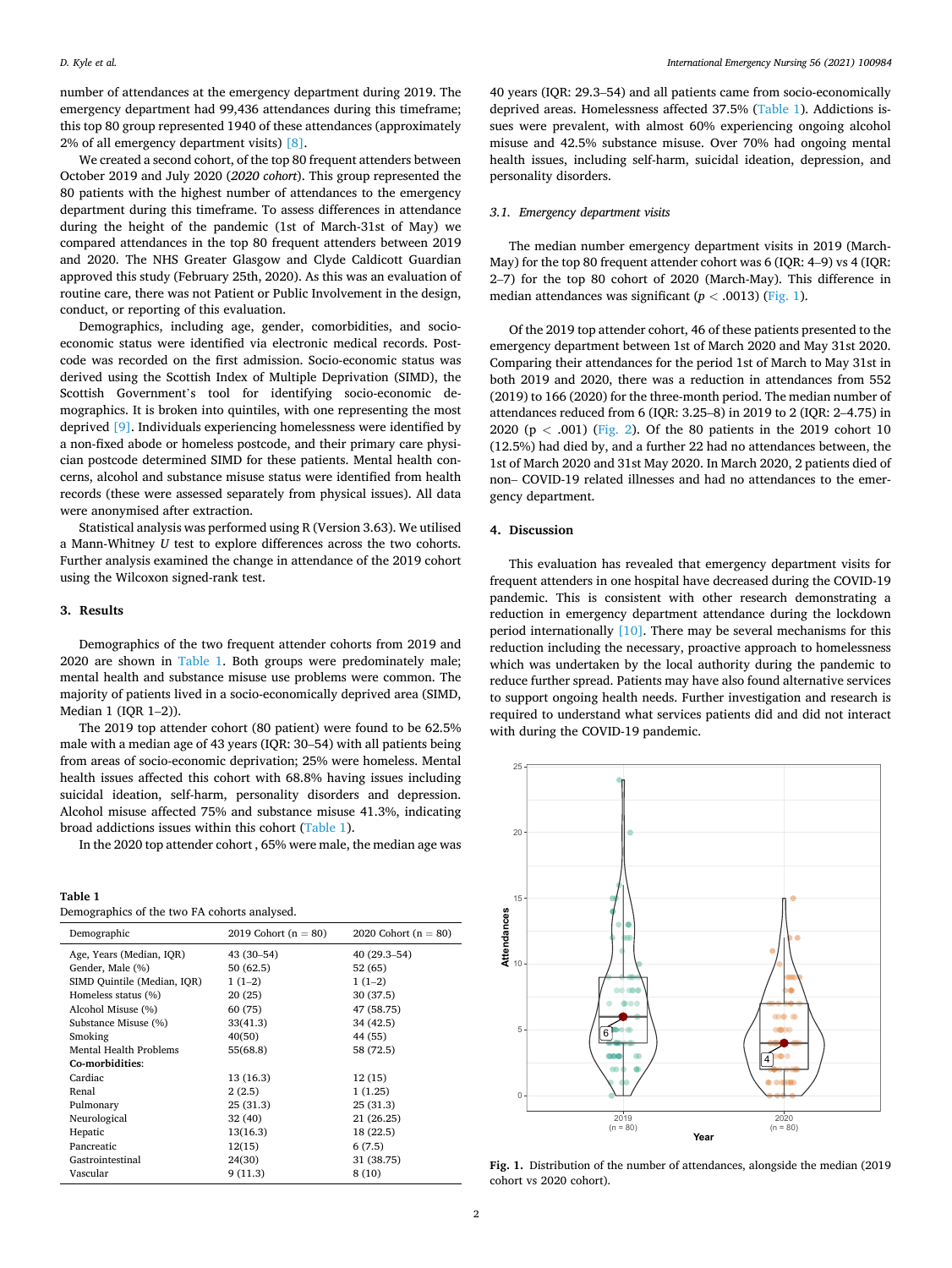number of attendances at the emergency department during 2019. The emergency department had 99,436 attendances during this timeframe; this top 80 group represented 1940 of these attendances (approximately 2% of all emergency department visits) [8].

We created a second cohort, of the top 80 frequent attenders between October 2019 and July 2020 (*2020 cohort*). This group represented the 80 patients with the highest number of attendances to the emergency department during this timeframe. To assess differences in attendance during the height of the pandemic (1st of March-31st of May) we compared attendances in the top 80 frequent attenders between 2019 and 2020. The NHS Greater Glasgow and Clyde Caldicott Guardian approved this study (February 25th, 2020). As this was an evaluation of routine care, there was not Patient or Public Involvement in the design, conduct, or reporting of this evaluation.

Demographics, including age, gender, comorbidities, and socio-economic status were identified via electronic medical records. Post-code was recorded on the first admission. Socio-economic status was derived using the Scottish Index of Multiple Deprivation (SIMD), the Scottish Government's tool for identifying socio-economic demographics. It is broken into quintiles, with one representing the most deprived [9]. Individuals experiencing homelessness were identified by a non-fixed abode or homeless postcode, and their primary care physician postcode determined SIMD for these patients. Mental health concerns, alcohol and substance misuse status were identified from health records (these were assessed separately from physical issues). All data were anonymised after extraction.

Statistical analysis was performed using R (Version 3.63). We utilised a Mann-Whitney *U* test to explore differences across the two cohorts. Further analysis examined the change in attendance of the 2019 cohort using the Wilcoxon signed-rank test.

## 3. Results

Demographics of the two frequent attender cohorts from 2019 and 2020 are shown in Table 1. Both groups were predominately male; mental health and substance misuse use problems were common. The majority of patients lived in a socio-economically deprived area (SIMD, Median 1 (IQR 1–2)).

The 2019 top attender cohort (80 patient) were found to be 62.5% male with a median age of 43 years (IQR: 30–54) with all patients being from areas of socio-economic deprivation; 25% were homeless. Mental health issues affected this cohort with 68.8% having issues including suicidal ideation, self-harm, personality disorders and depression. Alcohol misuse affected 75% and substance misuse 41.3%, indicating broad addictions issues within this cohort (Table 1).

In the 2020 top attender cohort , 65% were male, the median age was 40 years (IQR: 29.3–54) and all patients came from socio-economically deprived areas. Homelessness affected 37.5% (Table 1). Addictions issues were prevalent, with almost 60% experiencing ongoing alcohol misuse and 42.5% substance misuse. Over 70% had ongoing mental health issues, including self-harm, suicidal ideation, depression, and personality disorders.

**Table 1**
Demographics of the two FA cohorts analysed.

| Demographic | 2019 Cohort (n = 80) | 2020 Cohort (n = 80) |
|---|---|---|
| Age, Years (Median, IQR) | 43 (30–54) | 40 (29.3–54) |
| Gender, Male (%) | 50 (62.5) | 52 (65) |
| SIMD Quintile (Median, IQR) | 1 (1–2) | 1 (1–2) |
| Homeless status (%) | 20 (25) | 30 (37.5) |
| Alcohol Misuse (%) | 60 (75) | 47 (58.75) |
| Substance Misuse (%) | 33(41.3) | 34 (42.5) |
| Smoking | 40(50) | 44 (55) |
| Mental Health Problems | 55(68.8) | 58 (72.5) |
| **Co-morbidities**: | | |
| Cardiac | 13 (16.3) | 12 (15) |
| Renal | 2 (2.5) | 1 (1.25) |
| Pulmonary | 25 (31.3) | 25 (31.3) |
| Neurological | 32 (40) | 21 (26.25) |
| Hepatic | 13(16.3) | 18 (22.5) |
| Pancreatic | 12(15) | 6 (7.5) |
| Gastrointestinal | 24(30) | 31 (38.75) |
| Vascular | 9 (11.3) | 8 (10) |

### 3.1. Emergency department visits

The median number emergency department visits in 2019 (March-May) for the top 80 frequent attender cohort was 6 (IQR: 4–9) vs 4 (IQR: 2–7) for the top 80 cohort of 2020 (March-May). This difference in median attendances was significant ($p < .0013$) (Fig. 1).

Of the 2019 top attender cohort, 46 of these patients presented to the emergency department between 1st of March 2020 and May 31st 2020. Comparing their attendances for the period 1st of March to May 31st in both 2019 and 2020, there was a reduction in attendances from 552 (2019) to 166 (2020) for the three-month period. The median number of attendances reduced from 6 (IQR: 3.25–8) in 2019 to 2 (IQR: 2–4.75) in 2020 ($p < .001$) (Fig. 2). Of the 80 patients in the 2019 cohort 10 (12.5%) had died by, and a further 22 had no attendances between, the 1st of March 2020 and 31st May 2020. In March 2020, 2 patients died of non– COVID-19 related illnesses and had no attendances to the emergency department.

## 4. Discussion

This evaluation has revealed that emergency department visits for frequent attenders in one hospital have decreased during the COVID-19 pandemic. This is consistent with other research demonstrating a reduction in emergency department attendance during the lockdown period internationally [10]. There may be several mechanisms for this reduction including the necessary, proactive approach to homelessness which was undertaken by the local authority during the pandemic to reduce further spread. Patients may have also found alternative services to support ongoing health needs. Further investigation and research is required to understand what services patients did and did not interact with during the COVID-19 pandemic.

**Fig. 1.** Distribution of the number of attendances, alongside the median (2019 cohort vs 2020 cohort).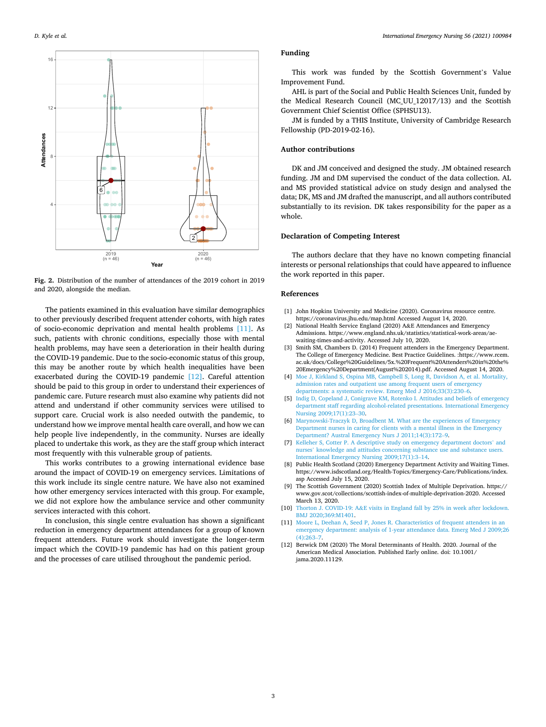16

12

8

4

Attendances

6

2

2019
(n = 46)

2020
(n = 46)

Year

**Fig. 2.** Distribution of the number of attendances of the 2019 cohort in 2019 and 2020, alongside the median.

The patients examined in this evaluation have similar demographics to other previously described frequent attender cohorts, with high rates of socio-economic deprivation and mental health problems [11]. As such, patients with chronic conditions, especially those with mental health problems, may have seen a deterioration in their health during the COVID-19 pandemic. Due to the socio-economic status of this group, this may be another route by which health inequalities have been exacerbated during the COVID-19 pandemic [12]. Careful attention should be paid to this group in order to understand their experiences of pandemic care. Future research must also examine why patients did not attend and understand if other community services were utilised to support care. Crucial work is also needed outwith the pandemic, to understand how we improve mental health care overall, and how we can help people live independently, in the community. Nurses are ideally placed to undertake this work, as they are the staff group which interact most frequently with this vulnerable group of patients.

This works contributes to a growing international evidence base around the impact of COVID-19 on emergency services. Limitations of this work include its single centre nature. We have also not examined how other emergency services interacted with this group. For example, we did not explore how the ambulance service and other community services interacted with this cohort.

In conclusion, this single centre evaluation has shown a significant reduction in emergency department attendances for a group of known frequent attenders. Future work should investigate the longer-term impact which the COVID-19 pandemic has had on this patient group and the processes of care utilised throughout the pandemic period.

## Funding

This work was funded by the Scottish Government's Value Improvement Fund.

AHL is part of the Social and Public Health Sciences Unit, funded by the Medical Research Council (MC_UU_12017/13) and the Scottish Government Chief Scientist Office (SPHSU13).

JM is funded by a THIS Institute, University of Cambridge Research Fellowship (PD-2019-02-16).

## Author contributions

DK and JM conceived and designed the study. JM obtained research funding. JM and DM supervised the conduct of the data collection. AL and MS provided statistical advice on study design and analysed the data; DK, MS and JM drafted the manuscript, and all authors contributed substantially to its revision. DK takes responsibility for the paper as a whole.

## Declaration of Competing Interest

The authors declare that they have no known competing financial interests or personal relationships that could have appeared to influence the work reported in this paper.

## References

[1] John Hopkins University and Medicine (2020). Coronavirus resource centre. https://coronavirus.jhu.edu/map.html Accessed August 14, 2020.

[2] National Health Service England (2020) A&E Attendances and Emergency Admissions. https://www.england.nhs.uk/statistics/statistical-work-areas/ae-waiting-times-and-activity. Accessed July 10, 2020.

[3] Smith SM, Chambers D. (2014) Frequent attenders in the Emergency Department. The College of Emergency Medicine. Best Practice Guidelines. :https://www.rcem.ac.uk/docs/College%20Guidelines/5x.%20Frequent%20Attenders%20in%20the%20Emergency%20Department(August%202014).pdf. Accessed August 14, 2020.

[4] Moe J, Kirkland S, Ospina MB, Campbell S, Long R, Davidson A, et al. Mortality, admission rates and outpatient use among frequent users of emergency departments: a systematic review. Emerg Med J 2016;33(3):230–6.

[5] Indig D, Copeland J, Conigrave KM, Rotenko I. Attitudes and beliefs of emergency department staff regarding alcohol-related presentations. International Emergency Nursing 2009;17(1):23–30.

[6] Marynowski-Traczyk D, Broadbent M. What are the experiences of Emergency Department nurses in caring for clients with a mental illness in the Emergency Department? Austral Emergency Nurs J 2011;14(3):172–9.

[7] Kelleher S, Cotter P. A descriptive study on emergency department doctors' and nurses' knowledge and attitudes concerning substance use and substance users. International Emergency Nursing 2009;17(1):3–14.

[8] Public Health Scotland (2020) Emergency Department Activity and Waiting Times. https://www.isdscotland.org/Health-Topics/Emergency-Care/Publications/index.asp Accessed July 15, 2020.

[9] The Scottish Government (2020) Scottish Index of Multiple Deprivation. https://www.gov.scot/collections/scottish-index-of-multiple-deprivation-2020. Accessed March 13, 2020.

[10] Thorton J. COVID-19: A&E visits in England fall by 25% in week after lockdown. BMJ 2020;369:M1401.

[11] Moore L, Deehan A, Seed P, Jones R. Characteristics of frequent attenders in an emergency department: analysis of 1-year attendance data. Emerg Med J 2009;26(4):263–7.

[12] Berwick DM (2020) The Moral Determinants of Health. 2020. Journal of the American Medical Association. Published Early online. doi: 10.1001/jama.2020.11129.